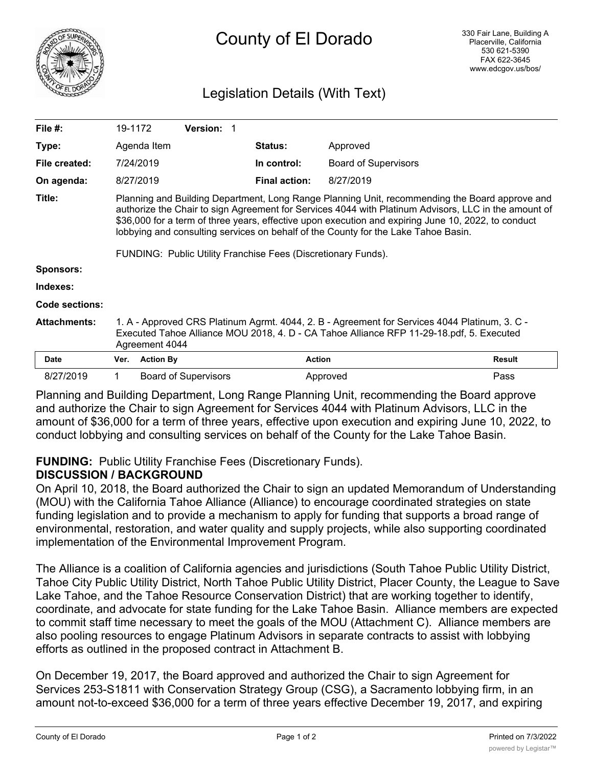# County of El Dorado

330 Fair Lane, Building A
Placerville, California
530 621-5390
FAX 622-3645
www.edcgov.us/bos/

## Legislation Details (With Text)

| | | | |
|---|---|---|---|
| **File #:** | 19-1172 **Version:** 1 | | |
| **Type:** | Agenda Item | **Status:** | Approved |
| **File created:** | 7/24/2019 | **In control:** | Board of Supervisors |
| **On agenda:** | 8/27/2019 | **Final action:** | 8/27/2019 |

**Title:** Planning and Building Department, Long Range Planning Unit, recommending the Board approve and authorize the Chair to sign Agreement for Services 4044 with Platinum Advisors, LLC in the amount of $36,000 for a term of three years, effective upon execution and expiring June 10, 2022, to conduct lobbying and consulting services on behalf of the County for the Lake Tahoe Basin.

FUNDING: Public Utility Franchise Fees (Discretionary Funds).

**Sponsors:**

**Indexes:**

**Code sections:**

**Attachments:** 1. A - Approved CRS Platinum Agrmt. 4044, 2. B - Agreement for Services 4044 Platinum, 3. C - Executed Tahoe Alliance MOU 2018, 4. D - CA Tahoe Alliance RFP 11-29-18.pdf, 5. Executed Agreement 4044

| Date | Ver. | Action By | Action | Result |
|---|---|---|---|---|
| 8/27/2019 | 1 | Board of Supervisors | Approved | Pass |

Planning and Building Department, Long Range Planning Unit, recommending the Board approve and authorize the Chair to sign Agreement for Services 4044 with Platinum Advisors, LLC in the amount of $36,000 for a term of three years, effective upon execution and expiring June 10, 2022, to conduct lobbying and consulting services on behalf of the County for the Lake Tahoe Basin.

**FUNDING:** Public Utility Franchise Fees (Discretionary Funds).

**DISCUSSION / BACKGROUND**

On April 10, 2018, the Board authorized the Chair to sign an updated Memorandum of Understanding (MOU) with the California Tahoe Alliance (Alliance) to encourage coordinated strategies on state funding legislation and to provide a mechanism to apply for funding that supports a broad range of environmental, restoration, and water quality and supply projects, while also supporting coordinated implementation of the Environmental Improvement Program.

The Alliance is a coalition of California agencies and jurisdictions (South Tahoe Public Utility District, Tahoe City Public Utility District, North Tahoe Public Utility District, Placer County, the League to Save Lake Tahoe, and the Tahoe Resource Conservation District) that are working together to identify, coordinate, and advocate for state funding for the Lake Tahoe Basin. Alliance members are expected to commit staff time necessary to meet the goals of the MOU (Attachment C). Alliance members are also pooling resources to engage Platinum Advisors in separate contracts to assist with lobbying efforts as outlined in the proposed contract in Attachment B.

On December 19, 2017, the Board approved and authorized the Chair to sign Agreement for Services 253-S1811 with Conservation Strategy Group (CSG), a Sacramento lobbying firm, in an amount not-to-exceed $36,000 for a term of three years effective December 19, 2017, and expiring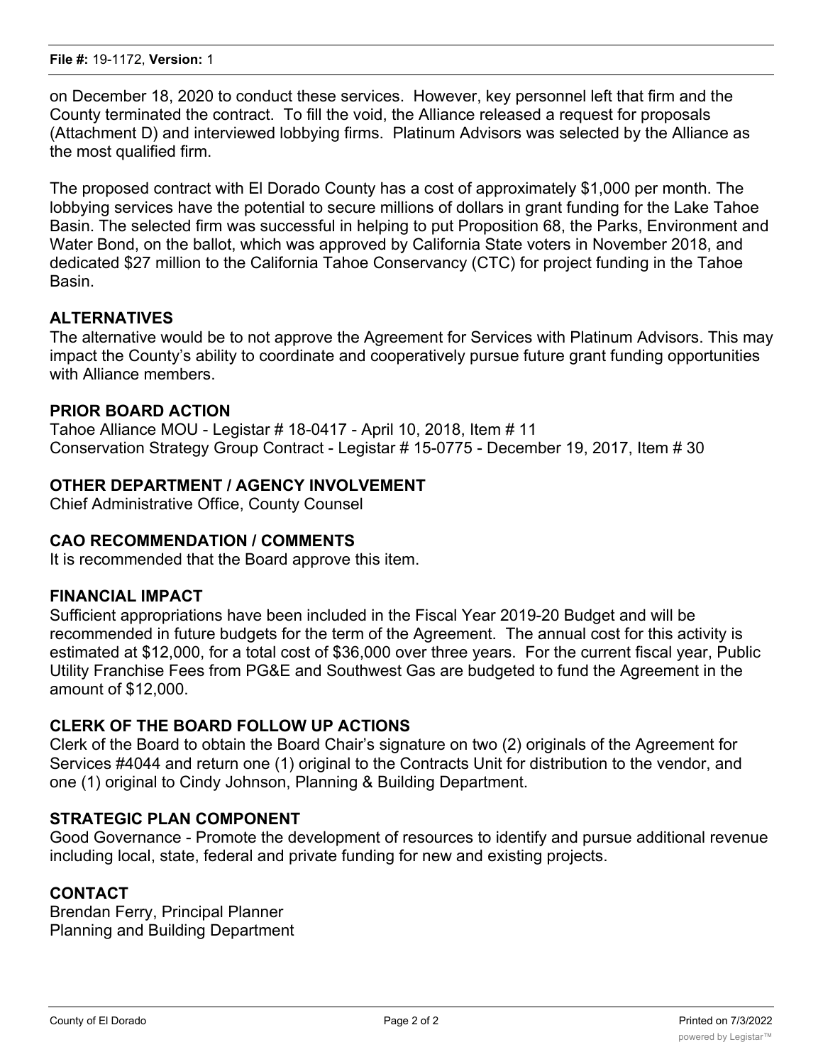on December 18, 2020 to conduct these services. However, key personnel left that firm and the County terminated the contract. To fill the void, the Alliance released a request for proposals (Attachment D) and interviewed lobbying firms. Platinum Advisors was selected by the Alliance as the most qualified firm.

The proposed contract with El Dorado County has a cost of approximately $1,000 per month. The lobbying services have the potential to secure millions of dollars in grant funding for the Lake Tahoe Basin. The selected firm was successful in helping to put Proposition 68, the Parks, Environment and Water Bond, on the ballot, which was approved by California State voters in November 2018, and dedicated $27 million to the California Tahoe Conservancy (CTC) for project funding in the Tahoe Basin.

## ALTERNATIVES

The alternative would be to not approve the Agreement for Services with Platinum Advisors. This may impact the County's ability to coordinate and cooperatively pursue future grant funding opportunities with Alliance members.

## PRIOR BOARD ACTION

Tahoe Alliance MOU - Legistar # 18-0417 - April 10, 2018, Item # 11
Conservation Strategy Group Contract - Legistar # 15-0775 - December 19, 2017, Item # 30

## OTHER DEPARTMENT / AGENCY INVOLVEMENT

Chief Administrative Office, County Counsel

## CAO RECOMMENDATION / COMMENTS

It is recommended that the Board approve this item.

## FINANCIAL IMPACT

Sufficient appropriations have been included in the Fiscal Year 2019-20 Budget and will be recommended in future budgets for the term of the Agreement. The annual cost for this activity is estimated at $12,000, for a total cost of $36,000 over three years. For the current fiscal year, Public Utility Franchise Fees from PG&E and Southwest Gas are budgeted to fund the Agreement in the amount of $12,000.

## CLERK OF THE BOARD FOLLOW UP ACTIONS

Clerk of the Board to obtain the Board Chair's signature on two (2) originals of the Agreement for Services #4044 and return one (1) original to the Contracts Unit for distribution to the vendor, and one (1) original to Cindy Johnson, Planning & Building Department.

## STRATEGIC PLAN COMPONENT

Good Governance - Promote the development of resources to identify and pursue additional revenue including local, state, federal and private funding for new and existing projects.

## CONTACT

Brendan Ferry, Principal Planner
Planning and Building Department